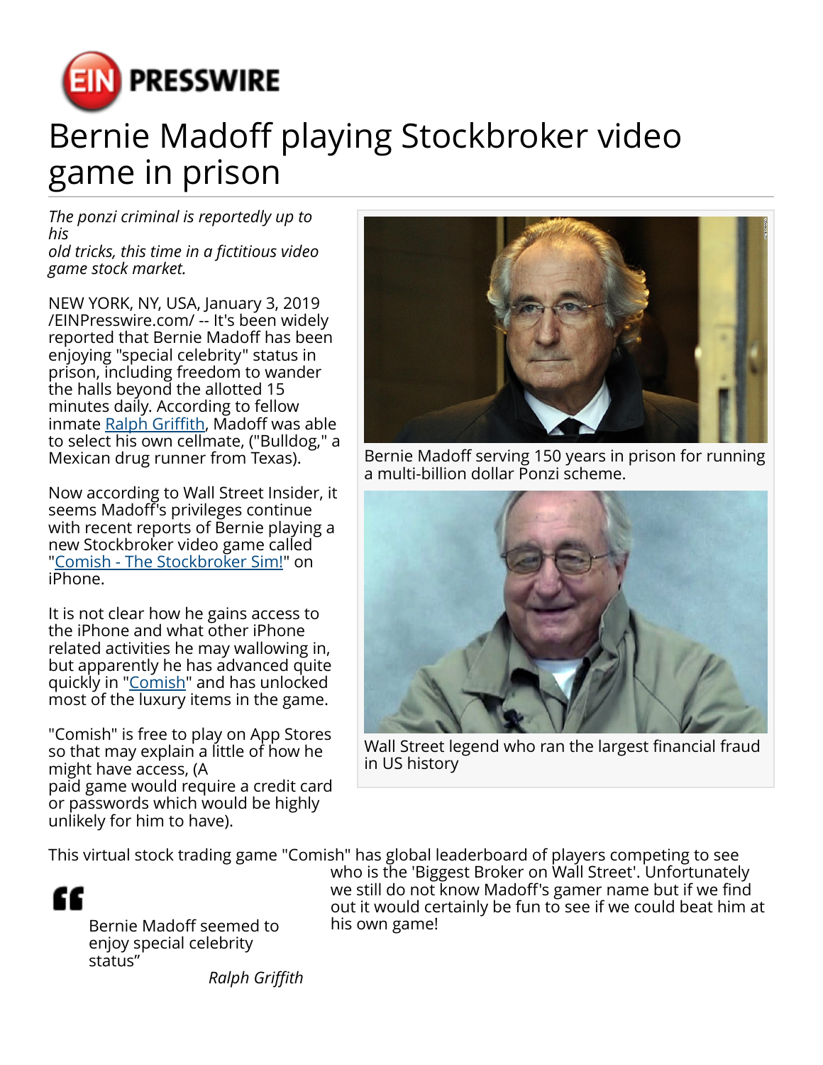# Bernie Madoff playing Stockbroker video game in prison

*The ponzi criminal is reportedly up to his old tricks, this time in a fictitious video game stock market.*

NEW YORK, NY, USA, January 3, 2019 /EINPresswire.com/ -- It's been widely reported that Bernie Madoff has been enjoying "special celebrity" status in prison, including freedom to wander the halls beyond the allotted 15 minutes daily. According to fellow inmate Ralph Griffith, Madoff was able to select his own cellmate, ("Bulldog," a Mexican drug runner from Texas).

Now according to Wall Street Insider, it seems Madoff's privileges continue with recent reports of Bernie playing a new Stockbroker video game called "Comish - The Stockbroker Sim!" on iPhone.

It is not clear how he gains access to the iPhone and what other iPhone related activities he may wallowing in, but apparently he has advanced quite quickly in "Comish" and has unlocked most of the luxury items in the game.

"Comish" is free to play on App Stores so that may explain a little of how he might have access, (A paid game would require a credit card or passwords which would be highly unlikely for him to have).

Bernie Madoff serving 150 years in prison for running a multi-billion dollar Ponzi scheme.

Wall Street legend who ran the largest financial fraud in US history

This virtual stock trading game "Comish" has global leaderboard of players competing to see who is the 'Biggest Broker on Wall Street'. Unfortunately we still do not know Madoff's gamer name but if we find out it would certainly be fun to see if we could beat him at his own game!

> Bernie Madoff seemed to enjoy special celebrity status"
>
> *Ralph Griffith*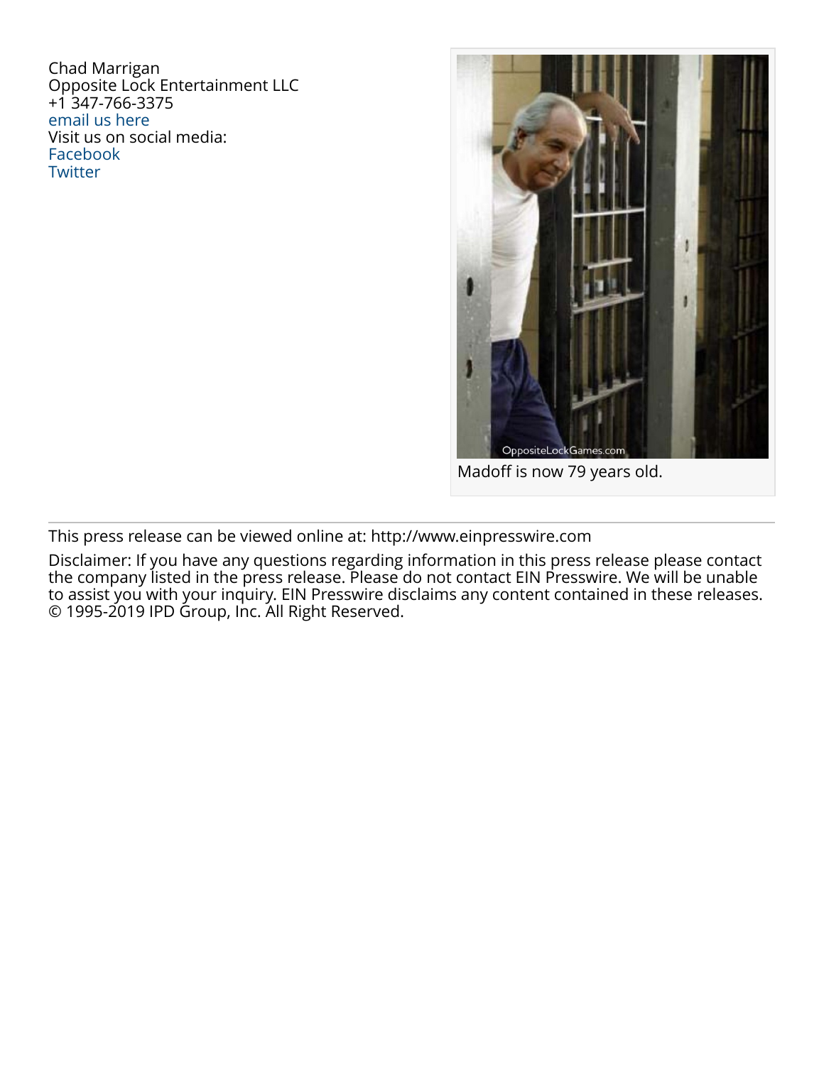Chad Marrigan
Opposite Lock Entertainment LLC
+1 347-766-3375
email us here
Visit us on social media:
Facebook
Twitter

Madoff is now 79 years old.

This press release can be viewed online at: http://www.einpresswire.com

Disclaimer: If you have any questions regarding information in this press release please contact the company listed in the press release. Please do not contact EIN Presswire. We will be unable to assist you with your inquiry. EIN Presswire disclaims any content contained in these releases. © 1995-2019 IPD Group, Inc. All Right Reserved.